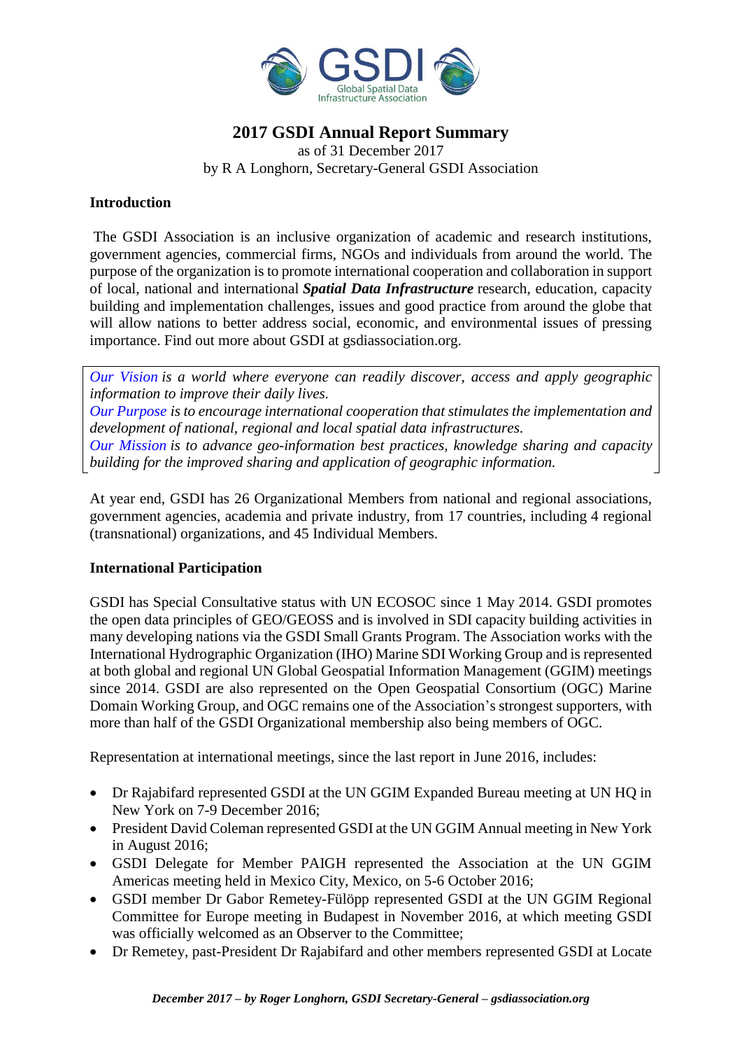# 2017 GSDI Annual Report Summary

as of 31 December 2017
by R A Longhorn, Secretary-General GSDI Association

## Introduction

The GSDI Association is an inclusive organization of academic and research institutions, government agencies, commercial firms, NGOs and individuals from around the world. The purpose of the organization is to promote international cooperation and collaboration in support of local, national and international ***Spatial Data Infrastructure*** research, education, capacity building and implementation challenges, issues and good practice from around the globe that will allow nations to better address social, economic, and environmental issues of pressing importance. Find out more about GSDI at gsdiassociation.org.

*Our Vision is a world where everyone can readily discover, access and apply geographic information to improve their daily lives.*
*Our Purpose is to encourage international cooperation that stimulates the implementation and development of national, regional and local spatial data infrastructures.*
*Our Mission is to advance geo-information best practices, knowledge sharing and capacity building for the improved sharing and application of geographic information.*

At year end, GSDI has 26 Organizational Members from national and regional associations, government agencies, academia and private industry, from 17 countries, including 4 regional (transnational) organizations, and 45 Individual Members.

## International Participation

GSDI has Special Consultative status with UN ECOSOC since 1 May 2014. GSDI promotes the open data principles of GEO/GEOSS and is involved in SDI capacity building activities in many developing nations via the GSDI Small Grants Program. The Association works with the International Hydrographic Organization (IHO) Marine SDI Working Group and is represented at both global and regional UN Global Geospatial Information Management (GGIM) meetings since 2014. GSDI are also represented on the Open Geospatial Consortium (OGC) Marine Domain Working Group, and OGC remains one of the Association's strongest supporters, with more than half of the GSDI Organizational membership also being members of OGC.

Representation at international meetings, since the last report in June 2016, includes:

- Dr Rajabifard represented GSDI at the UN GGIM Expanded Bureau meeting at UN HQ in New York on 7-9 December 2016;
- President David Coleman represented GSDI at the UN GGIM Annual meeting in New York in August 2016;
- GSDI Delegate for Member PAIGH represented the Association at the UN GGIM Americas meeting held in Mexico City, Mexico, on 5-6 October 2016;
- GSDI member Dr Gabor Remetey-Fülöpp represented GSDI at the UN GGIM Regional Committee for Europe meeting in Budapest in November 2016, at which meeting GSDI was officially welcomed as an Observer to the Committee;
- Dr Remetey, past-President Dr Rajabifard and other members represented GSDI at Locate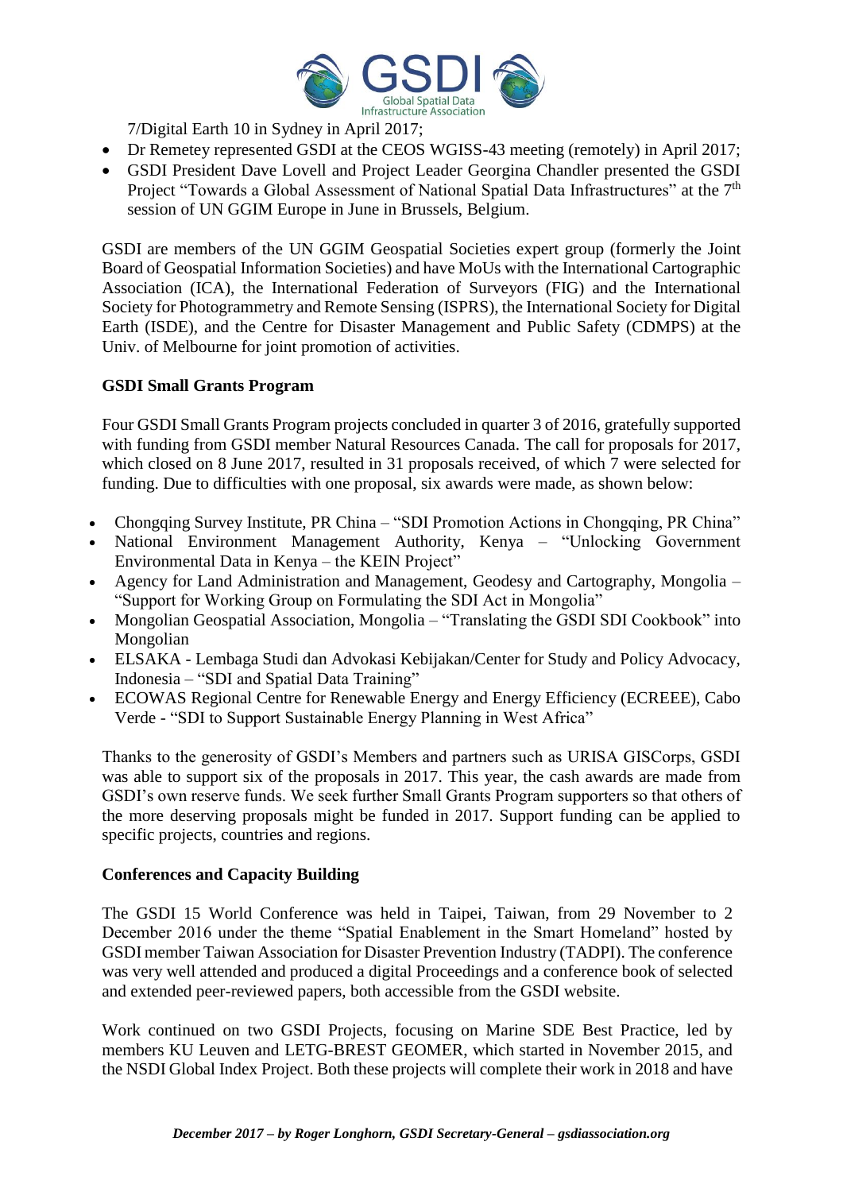7/Digital Earth 10 in Sydney in April 2017;

- Dr Remetey represented GSDI at the CEOS WGISS-43 meeting (remotely) in April 2017;
- GSDI President Dave Lovell and Project Leader Georgina Chandler presented the GSDI Project "Towards a Global Assessment of National Spatial Data Infrastructures" at the 7th session of UN GGIM Europe in June in Brussels, Belgium.

GSDI are members of the UN GGIM Geospatial Societies expert group (formerly the Joint Board of Geospatial Information Societies) and have MoUs with the International Cartographic Association (ICA), the International Federation of Surveyors (FIG) and the International Society for Photogrammetry and Remote Sensing (ISPRS), the International Society for Digital Earth (ISDE), and the Centre for Disaster Management and Public Safety (CDMPS) at the Univ. of Melbourne for joint promotion of activities.

**GSDI Small Grants Program**

Four GSDI Small Grants Program projects concluded in quarter 3 of 2016, gratefully supported with funding from GSDI member Natural Resources Canada. The call for proposals for 2017, which closed on 8 June 2017, resulted in 31 proposals received, of which 7 were selected for funding. Due to difficulties with one proposal, six awards were made, as shown below:

- Chongqing Survey Institute, PR China – "SDI Promotion Actions in Chongqing, PR China"
- National Environment Management Authority, Kenya – "Unlocking Government Environmental Data in Kenya – the KEIN Project"
- Agency for Land Administration and Management, Geodesy and Cartography, Mongolia – "Support for Working Group on Formulating the SDI Act in Mongolia"
- Mongolian Geospatial Association, Mongolia – "Translating the GSDI SDI Cookbook" into Mongolian
- ELSAKA - Lembaga Studi dan Advokasi Kebijakan/Center for Study and Policy Advocacy, Indonesia – "SDI and Spatial Data Training"
- ECOWAS Regional Centre for Renewable Energy and Energy Efficiency (ECREEE), Cabo Verde - "SDI to Support Sustainable Energy Planning in West Africa"

Thanks to the generosity of GSDI's Members and partners such as URISA GISCorps, GSDI was able to support six of the proposals in 2017. This year, the cash awards are made from GSDI's own reserve funds. We seek further Small Grants Program supporters so that others of the more deserving proposals might be funded in 2017. Support funding can be applied to specific projects, countries and regions.

**Conferences and Capacity Building**

The GSDI 15 World Conference was held in Taipei, Taiwan, from 29 November to 2 December 2016 under the theme "Spatial Enablement in the Smart Homeland" hosted by GSDI member Taiwan Association for Disaster Prevention Industry (TADPI). The conference was very well attended and produced a digital Proceedings and a conference book of selected and extended peer-reviewed papers, both accessible from the GSDI website.

Work continued on two GSDI Projects, focusing on Marine SDE Best Practice, led by members KU Leuven and LETG-BREST GEOMER, which started in November 2015, and the NSDI Global Index Project. Both these projects will complete their work in 2018 and have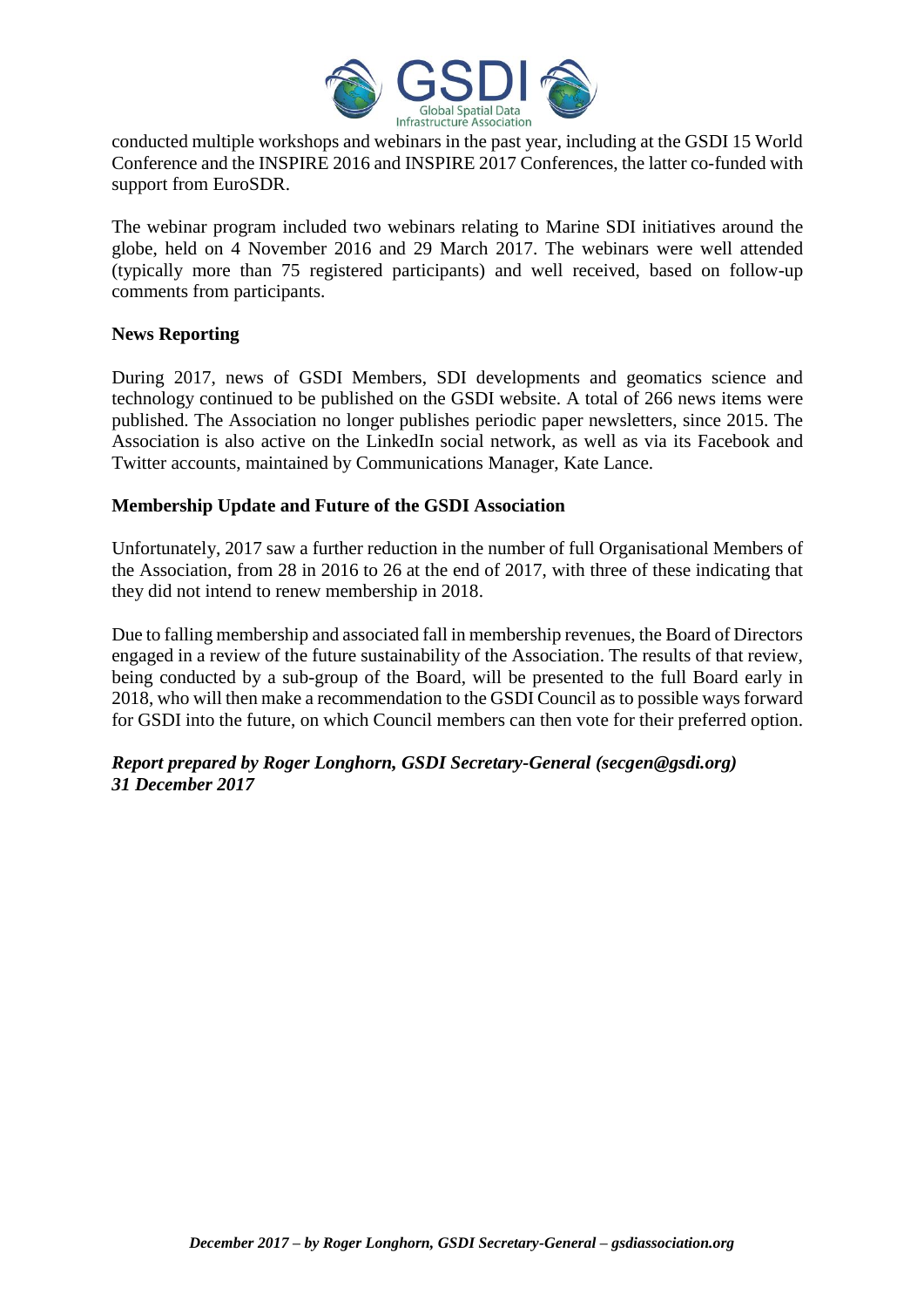conducted multiple workshops and webinars in the past year, including at the GSDI 15 World Conference and the INSPIRE 2016 and INSPIRE 2017 Conferences, the latter co-funded with support from EuroSDR.

The webinar program included two webinars relating to Marine SDI initiatives around the globe, held on 4 November 2016 and 29 March 2017. The webinars were well attended (typically more than 75 registered participants) and well received, based on follow-up comments from participants.

**News Reporting**

During 2017, news of GSDI Members, SDI developments and geomatics science and technology continued to be published on the GSDI website. A total of 266 news items were published. The Association no longer publishes periodic paper newsletters, since 2015. The Association is also active on the LinkedIn social network, as well as via its Facebook and Twitter accounts, maintained by Communications Manager, Kate Lance.

**Membership Update and Future of the GSDI Association**

Unfortunately, 2017 saw a further reduction in the number of full Organisational Members of the Association, from 28 in 2016 to 26 at the end of 2017, with three of these indicating that they did not intend to renew membership in 2018.

Due to falling membership and associated fall in membership revenues, the Board of Directors engaged in a review of the future sustainability of the Association. The results of that review, being conducted by a sub-group of the Board, will be presented to the full Board early in 2018, who will then make a recommendation to the GSDI Council as to possible ways forward for GSDI into the future, on which Council members can then vote for their preferred option.

***Report prepared by Roger Longhorn, GSDI Secretary-General (secgen@gsdi.org)***
***31 December 2017***